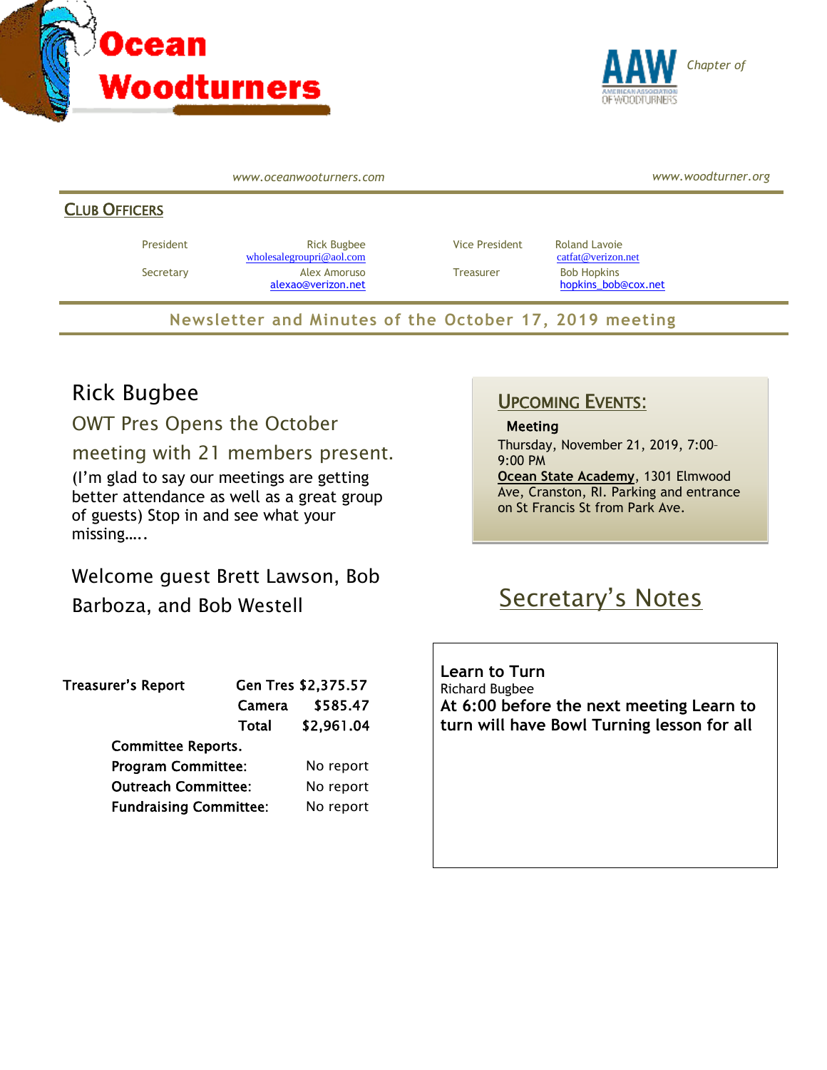# Ocean Woodturners

Chapter of AAW American Association of Woodturners

*www.oceanwooturners.com* *www.woodturner.org*

## Club Officers

| | | | |
|---|---|---|---|
| President | Rick Bugbee wholesalegroupri@aol.com | Vice President | Roland Lavoie catfat@verizon.net |
| Secretary | Alex Amoruso alexao@verizon.net | Treasurer | Bob Hopkins hopkins_bob@cox.net |

**Newsletter and Minutes of the October 17, 2019 meeting**

## Rick Bugbee

### OWT Pres Opens the October meeting with 21 members present.

(I'm glad to say our meetings are getting better attendance as well as a great group of guests) Stop in and see what your missing…..

Welcome guest Brett Lawson, Bob Barboza, and Bob Westell

| **Treasurer's Report** | **Gen Tres** | **$2,375.57** |
|---|---|---|
| | **Camera** | **$585.47** |
| | **Total** | **$2,961.04** |

**Committee Reports.**

| | |
|---|---|
| **Program Committee:** | No report |
| **Outreach Committee:** | No report |
| **Fundraising Committee:** | No report |

## Upcoming Events:

**Meeting**

Thursday, November 21, 2019, 7:00-9:00 PM

**Ocean State Academy**, 1301 Elmwood Ave, Cranston, RI. Parking and entrance on St Francis St from Park Ave.

## Secretary's Notes

**Learn to Turn**

Richard Bugbee

**At 6:00 before the next meeting Learn to turn will have Bowl Turning lesson for all**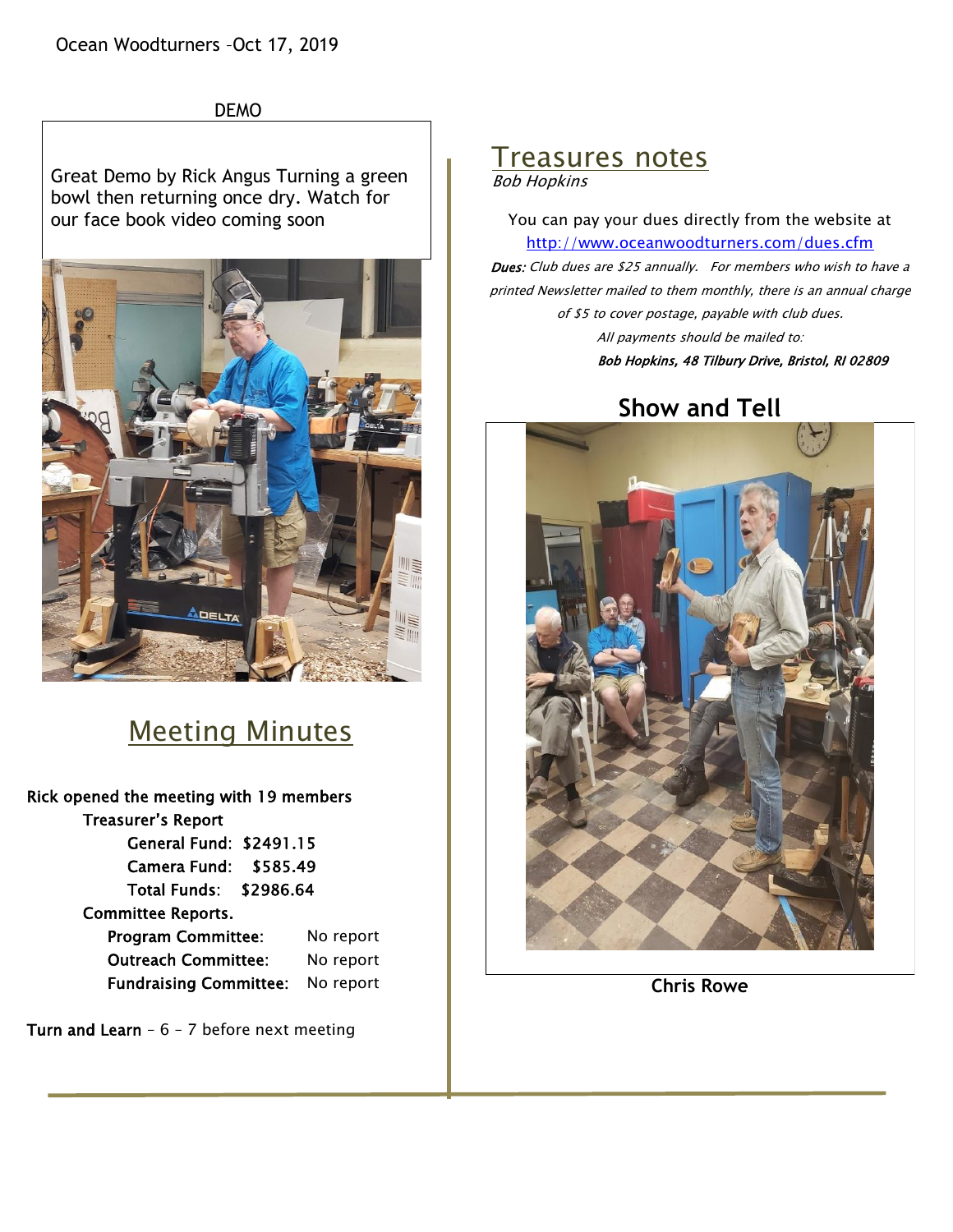Ocean Woodturners –Oct 17, 2019

DEMO

Great Demo by Rick Angus Turning a green bowl then returning once dry. Watch for our face book video coming soon

## Meeting Minutes

**Rick opened the meeting with 19 members**

**Treasurer's Report**

**General Fund: $2491.15**

**Camera Fund: $585.49**

**Total Funds: $2986.64**

**Committee Reports.**

**Program Committee:** No report

**Outreach Committee:** No report

**Fundraising Committee:** No report

**Turn and Learn** – 6 – 7 before next meeting

## Treasures notes

*Bob Hopkins*

You can pay your dues directly from the website at [http://www.oceanwoodturners.com/dues.cfm](http://www.oceanwoodturners.com/dues.cfm)

***Dues:*** *Club dues are $25 annually. For members who wish to have a printed Newsletter mailed to them monthly, there is an annual charge of $5 to cover postage, payable with club dues.*

*All payments should be mailed to:*

***Bob Hopkins, 48 Tilbury Drive, Bristol, RI 02809***

## Show and Tell

**Chris Rowe**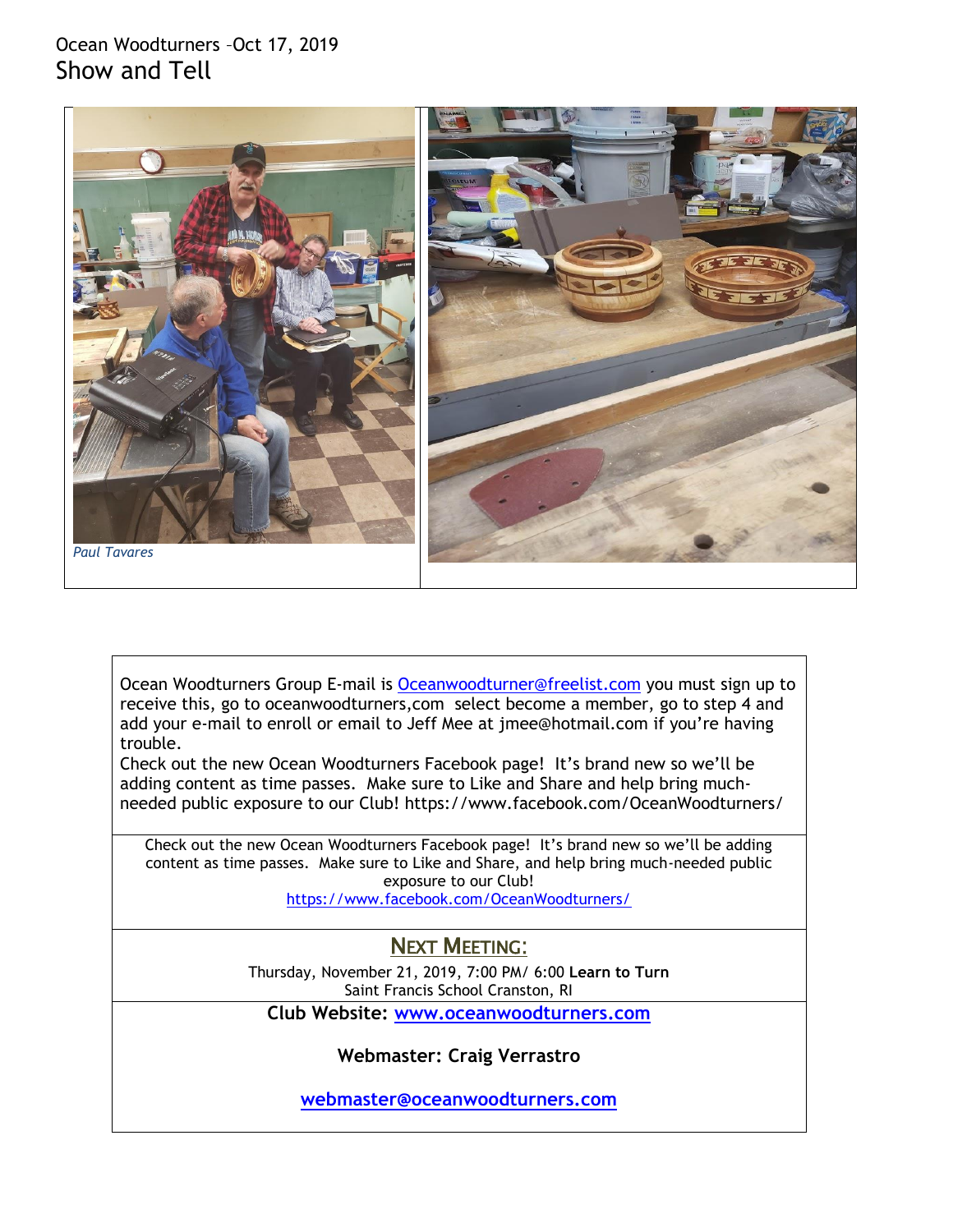Ocean Woodturners –Oct 17, 2019

# Show and Tell

*Paul Tavares*

Ocean Woodturners Group E-mail is Oceanwoodturner@freelist.com you must sign up to receive this, go to oceanwoodturners,com select become a member, go to step 4 and add your e-mail to enroll or email to Jeff Mee at jmee@hotmail.com if you're having trouble.

Check out the new Ocean Woodturners Facebook page! It's brand new so we'll be adding content as time passes. Make sure to Like and Share and help bring much-needed public exposure to our Club! https://www.facebook.com/OceanWoodturners/

Check out the new Ocean Woodturners Facebook page! It's brand new so we'll be adding content as time passes. Make sure to Like and Share, and help bring much-needed public exposure to our Club!

https://www.facebook.com/OceanWoodturners/

## Next Meeting:

Thursday, November 21, 2019, 7:00 PM/ 6:00 **Learn to Turn**

Saint Francis School Cranston, RI

**Club Website: www.oceanwoodturners.com**

**Webmaster: Craig Verrastro**

**webmaster@oceanwoodturners.com**